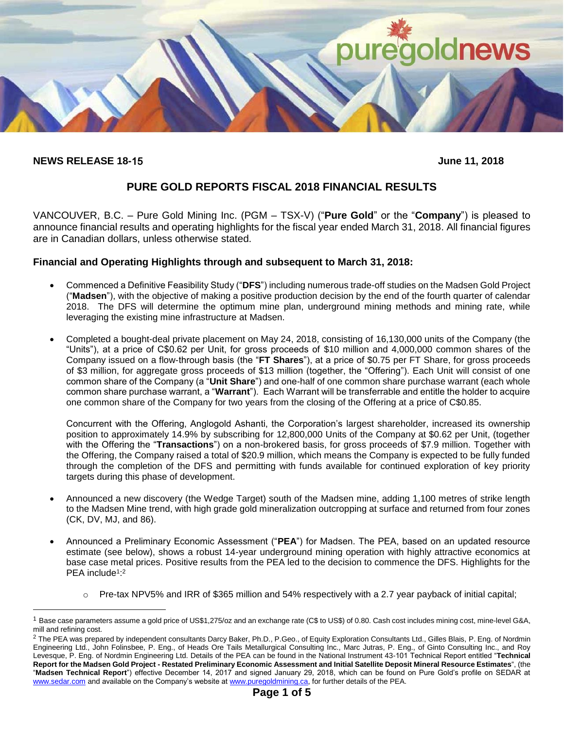**NEWS RELEASE 18-15** **June 11, 2018**

# PURE GOLD REPORTS FISCAL 2018 FINANCIAL RESULTS

VANCOUVER, B.C. – Pure Gold Mining Inc. (PGM – TSX-V) ("**Pure Gold**" or the "**Company**") is pleased to announce financial results and operating highlights for the fiscal year ended March 31, 2018. All financial figures are in Canadian dollars, unless otherwise stated.

## Financial and Operating Highlights through and subsequent to March 31, 2018:

- Commenced a Definitive Feasibility Study ("**DFS**") including numerous trade-off studies on the Madsen Gold Project ("**Madsen**"), with the objective of making a positive production decision by the end of the fourth quarter of calendar 2018. The DFS will determine the optimum mine plan, underground mining methods and mining rate, while leveraging the existing mine infrastructure at Madsen.

- Completed a bought-deal private placement on May 24, 2018, consisting of 16,130,000 units of the Company (the "Units"), at a price of C$0.62 per Unit, for gross proceeds of $10 million and 4,000,000 common shares of the Company issued on a flow-through basis (the "**FT Shares**"), at a price of $0.75 per FT Share, for gross proceeds of $3 million, for aggregate gross proceeds of $13 million (together, the "Offering"). Each Unit will consist of one common share of the Company (a "**Unit Share**") and one-half of one common share purchase warrant (each whole common share purchase warrant, a "**Warrant**"). Each Warrant will be transferrable and entitle the holder to acquire one common share of the Company for two years from the closing of the Offering at a price of C$0.85.

  Concurrent with the Offering, Anglogold Ashanti, the Corporation's largest shareholder, increased its ownership position to approximately 14.9% by subscribing for 12,800,000 Units of the Company at $0.62 per Unit, (together with the Offering the "**Transactions**") on a non-brokered basis, for gross proceeds of $7.9 million. Together with the Offering, the Company raised a total of $20.9 million, which means the Company is expected to be fully funded through the completion of the DFS and permitting with funds available for continued exploration of key priority targets during this phase of development.

- Announced a new discovery (the Wedge Target) south of the Madsen mine, adding 1,100 metres of strike length to the Madsen Mine trend, with high grade gold mineralization outcropping at surface and returned from four zones (CK, DV, MJ, and 86).

- Announced a Preliminary Economic Assessment ("**PEA**") for Madsen. The PEA, based on an updated resource estimate (see below), shows a robust 14-year underground mining operation with highly attractive economics at base case metal prices. Positive results from the PEA led to the decision to commence the DFS. Highlights for the PEA include[1]:[2]

  - Pre-tax NPV5% and IRR of $365 million and 54% respectively with a 2.7 year payback of initial capital;

---

[1] Base case parameters assume a gold price of US$1,275/oz and an exchange rate (C$ to US$) of 0.80. Cash cost includes mining cost, mine-level G&A, mill and refining cost.

[2] The PEA was prepared by independent consultants Darcy Baker, Ph.D., P.Geo., of Equity Exploration Consultants Ltd., Gilles Blais, P. Eng. of Nordmin Engineering Ltd., John Folinsbee, P. Eng., of Heads Ore Tails Metallurgical Consulting Inc., Marc Jutras, P. Eng., of Ginto Consulting Inc., and Roy Levesque, P. Eng. of Nordmin Engineering Ltd. Details of the PEA can be found in the National Instrument 43-101 Technical Report entitled "**Technical Report for the Madsen Gold Project - Restated Preliminary Economic Assessment and Initial Satellite Deposit Mineral Resource Estimates**", (the "**Madsen Technical Report**") effective December 14, 2017 and signed January 29, 2018, which can be found on Pure Gold's profile on SEDAR at www.sedar.com and available on the Company's website at www.puregoldmining.ca, for further details of the PEA.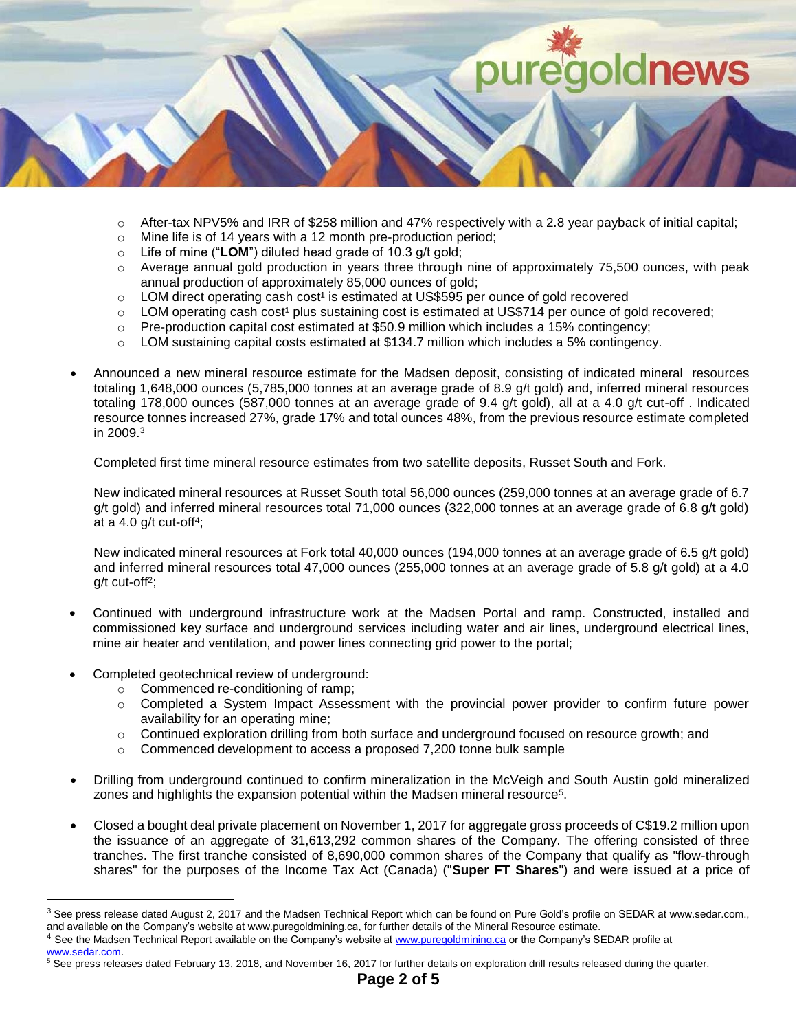- After-tax NPV5% and IRR of $258 million and 47% respectively with a 2.8 year payback of initial capital;
  - Mine life is of 14 years with a 12 month pre-production period;
  - Life of mine ("**LOM**") diluted head grade of 10.3 g/t gold;
  - Average annual gold production in years three through nine of approximately 75,500 ounces, with peak annual production of approximately 85,000 ounces of gold;
  - LOM direct operating cash cost[1] is estimated at US$595 per ounce of gold recovered
  - LOM operating cash cost[1] plus sustaining cost is estimated at US$714 per ounce of gold recovered;
  - Pre-production capital cost estimated at $50.9 million which includes a 15% contingency;
  - LOM sustaining capital costs estimated at $134.7 million which includes a 5% contingency.

- Announced a new mineral resource estimate for the Madsen deposit, consisting of indicated mineral resources totaling 1,648,000 ounces (5,785,000 tonnes at an average grade of 8.9 g/t gold) and, inferred mineral resources totaling 178,000 ounces (587,000 tonnes at an average grade of 9.4 g/t gold), all at a 4.0 g/t cut-off . Indicated resource tonnes increased 27%, grade 17% and total ounces 48%, from the previous resource estimate completed in 2009.[3]

  Completed first time mineral resource estimates from two satellite deposits, Russet South and Fork.

  New indicated mineral resources at Russet South total 56,000 ounces (259,000 tonnes at an average grade of 6.7 g/t gold) and inferred mineral resources total 71,000 ounces (322,000 tonnes at an average grade of 6.8 g/t gold) at a 4.0 g/t cut-off[4];

  New indicated mineral resources at Fork total 40,000 ounces (194,000 tonnes at an average grade of 6.5 g/t gold) and inferred mineral resources total 47,000 ounces (255,000 tonnes at an average grade of 5.8 g/t gold) at a 4.0 g/t cut-off[2];

- Continued with underground infrastructure work at the Madsen Portal and ramp. Constructed, installed and commissioned key surface and underground services including water and air lines, underground electrical lines, mine air heater and ventilation, and power lines connecting grid power to the portal;

- Completed geotechnical review of underground:
  - Commenced re-conditioning of ramp;
  - Completed a System Impact Assessment with the provincial power provider to confirm future power availability for an operating mine;
  - Continued exploration drilling from both surface and underground focused on resource growth; and
  - Commenced development to access a proposed 7,200 tonne bulk sample

- Drilling from underground continued to confirm mineralization in the McVeigh and South Austin gold mineralized zones and highlights the expansion potential within the Madsen mineral resource[5].

- Closed a bought deal private placement on November 1, 2017 for aggregate gross proceeds of C$19.2 million upon the issuance of an aggregate of 31,613,292 common shares of the Company. The offering consisted of three tranches. The first tranche consisted of 8,690,000 common shares of the Company that qualify as "flow-through shares" for the purposes of the Income Tax Act (Canada) ("**Super FT Shares**") and were issued at a price of

---

[3] See press release dated August 2, 2017 and the Madsen Technical Report which can be found on Pure Gold's profile on SEDAR at www.sedar.com., and available on the Company's website at www.puregoldmining.ca, for further details of the Mineral Resource estimate.

[4] See the Madsen Technical Report available on the Company's website at www.puregoldmining.ca or the Company's SEDAR profile at www.sedar.com.

[5] See press releases dated February 13, 2018, and November 16, 2017 for further details on exploration drill results released during the quarter.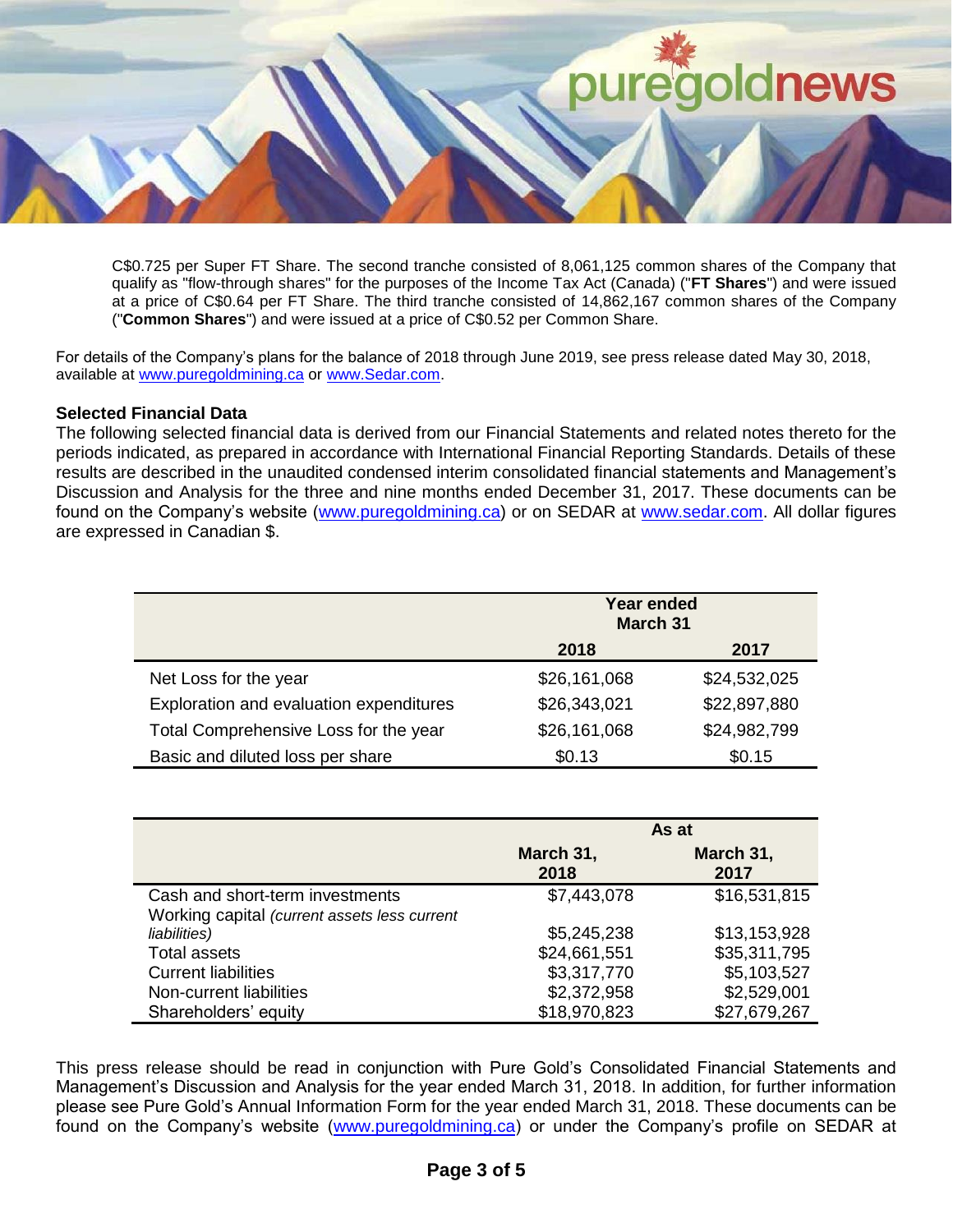C$0.725 per Super FT Share. The second tranche consisted of 8,061,125 common shares of the Company that qualify as "flow-through shares" for the purposes of the Income Tax Act (Canada) ("**FT Shares**") and were issued at a price of C$0.64 per FT Share. The third tranche consisted of 14,862,167 common shares of the Company ("**Common Shares**") and were issued at a price of C$0.52 per Common Share.

For details of the Company's plans for the balance of 2018 through June 2019, see press release dated May 30, 2018, available at www.puregoldmining.ca or www.Sedar.com.

**Selected Financial Data**

The following selected financial data is derived from our Financial Statements and related notes thereto for the periods indicated, as prepared in accordance with International Financial Reporting Standards. Details of these results are described in the unaudited condensed interim consolidated financial statements and Management's Discussion and Analysis for the three and nine months ended December 31, 2017. These documents can be found on the Company's website (www.puregoldmining.ca) or on SEDAR at www.sedar.com. All dollar figures are expressed in Canadian $.

| | Year ended March 31 | |
|---|---|---|
| | **2018** | **2017** |
| Net Loss for the year | $26,161,068 | $24,532,025 |
| Exploration and evaluation expenditures | $26,343,021 | $22,897,880 |
| Total Comprehensive Loss for the year | $26,161,068 | $24,982,799 |
| Basic and diluted loss per share | $0.13 | $0.15 |

| | As at | |
|---|---|---|
| | **March 31, 2018** | **March 31, 2017** |
| Cash and short-term investments | $7,443,078 | $16,531,815 |
| Working capital *(current assets less current liabilities)* | $5,245,238 | $13,153,928 |
| Total assets | $24,661,551 | $35,311,795 |
| Current liabilities | $3,317,770 | $5,103,527 |
| Non-current liabilities | $2,372,958 | $2,529,001 |
| Shareholders' equity | $18,970,823 | $27,679,267 |

This press release should be read in conjunction with Pure Gold's Consolidated Financial Statements and Management's Discussion and Analysis for the year ended March 31, 2018. In addition, for further information please see Pure Gold's Annual Information Form for the year ended March 31, 2018. These documents can be found on the Company's website (www.puregoldmining.ca) or under the Company's profile on SEDAR at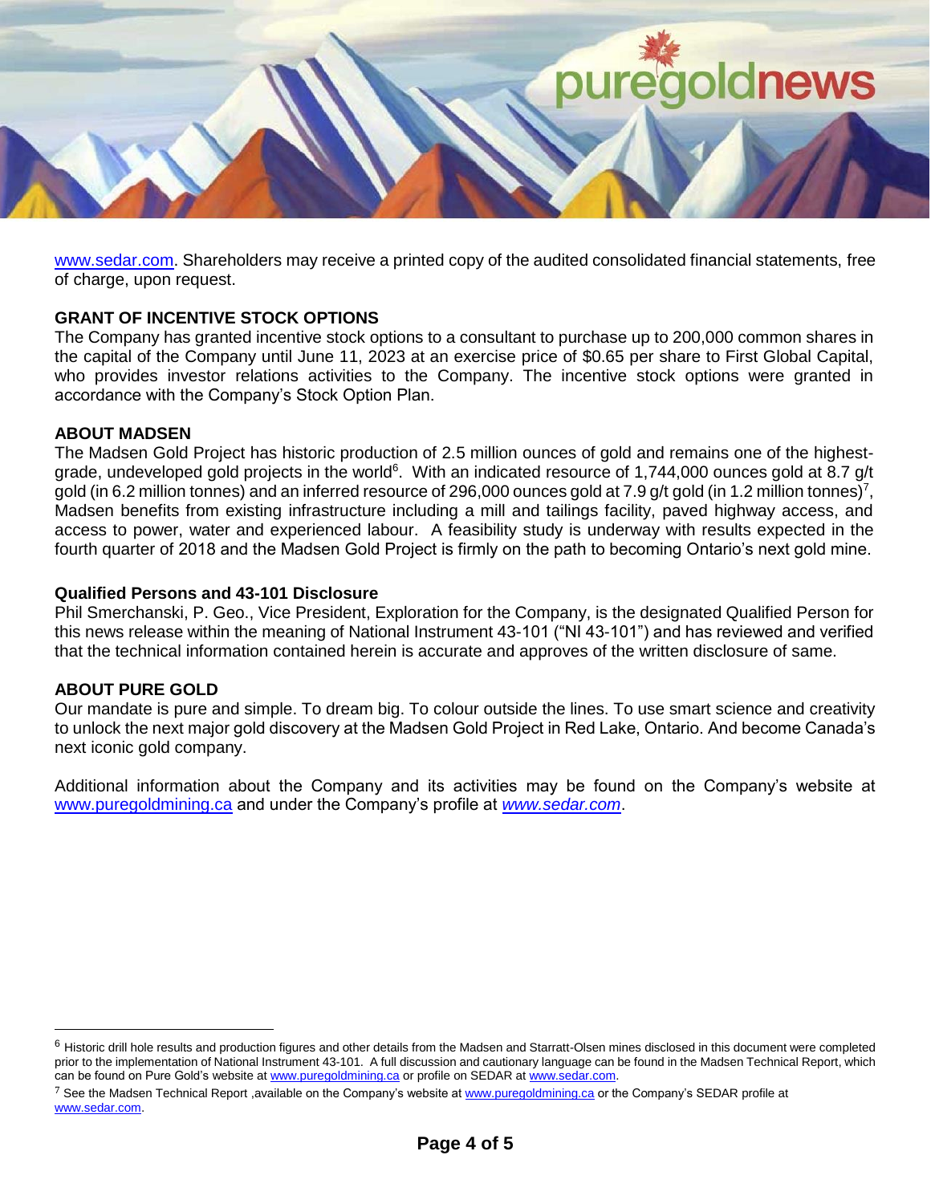www.sedar.com. Shareholders may receive a printed copy of the audited consolidated financial statements, free of charge, upon request.

**GRANT OF INCENTIVE STOCK OPTIONS**

The Company has granted incentive stock options to a consultant to purchase up to 200,000 common shares in the capital of the Company until June 11, 2023 at an exercise price of $0.65 per share to First Global Capital, who provides investor relations activities to the Company. The incentive stock options were granted in accordance with the Company's Stock Option Plan.

**ABOUT MADSEN**

The Madsen Gold Project has historic production of 2.5 million ounces of gold and remains one of the highest-grade, undeveloped gold projects in the world[6]. With an indicated resource of 1,744,000 ounces gold at 8.7 g/t gold (in 6.2 million tonnes) and an inferred resource of 296,000 ounces gold at 7.9 g/t gold (in 1.2 million tonnes)[7], Madsen benefits from existing infrastructure including a mill and tailings facility, paved highway access, and access to power, water and experienced labour. A feasibility study is underway with results expected in the fourth quarter of 2018 and the Madsen Gold Project is firmly on the path to becoming Ontario's next gold mine.

**Qualified Persons and 43-101 Disclosure**

Phil Smerchanski, P. Geo., Vice President, Exploration for the Company, is the designated Qualified Person for this news release within the meaning of National Instrument 43-101 ("NI 43-101") and has reviewed and verified that the technical information contained herein is accurate and approves of the written disclosure of same.

**ABOUT PURE GOLD**

Our mandate is pure and simple. To dream big. To colour outside the lines. To use smart science and creativity to unlock the next major gold discovery at the Madsen Gold Project in Red Lake, Ontario. And become Canada's next iconic gold company.

Additional information about the Company and its activities may be found on the Company's website at www.puregoldmining.ca and under the Company's profile at *www.sedar.com*.

---

[6] Historic drill hole results and production figures and other details from the Madsen and Starratt-Olsen mines disclosed in this document were completed prior to the implementation of National Instrument 43-101. A full discussion and cautionary language can be found in the Madsen Technical Report, which can be found on Pure Gold's website at www.puregoldmining.ca or profile on SEDAR at www.sedar.com.

[7] See the Madsen Technical Report ,available on the Company's website at www.puregoldmining.ca or the Company's SEDAR profile at www.sedar.com.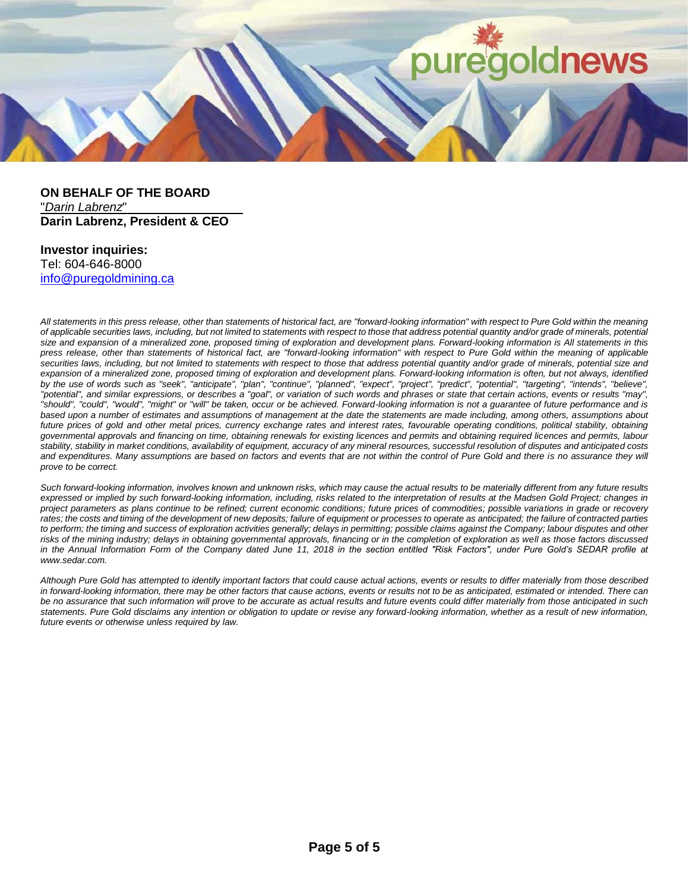**ON BEHALF OF THE BOARD**
"*Darin Labrenz*"
**Darin Labrenz, President & CEO**

**Investor inquiries:**
Tel: 604-646-8000
info@puregoldmining.ca

*All statements in this press release, other than statements of historical fact, are "forward-looking information" with respect to Pure Gold within the meaning of applicable securities laws, including, but not limited to statements with respect to those that address potential quantity and/or grade of minerals, potential size and expansion of a mineralized zone, proposed timing of exploration and development plans. Forward-looking information is All statements in this press release, other than statements of historical fact, are "forward-looking information" with respect to Pure Gold within the meaning of applicable securities laws, including, but not limited to statements with respect to those that address potential quantity and/or grade of minerals, potential size and expansion of a mineralized zone, proposed timing of exploration and development plans. Forward-looking information is often, but not always, identified by the use of words such as "seek", "anticipate", "plan", "continue", "planned", "expect", "project", "predict", "potential", "targeting", "intends", "believe", "potential", and similar expressions, or describes a "goal", or variation of such words and phrases or state that certain actions, events or results "may", "should", "could", "would", "might" or "will" be taken, occur or be achieved. Forward-looking information is not a guarantee of future performance and is based upon a number of estimates and assumptions of management at the date the statements are made including, among others, assumptions about future prices of gold and other metal prices, currency exchange rates and interest rates, favourable operating conditions, political stability, obtaining governmental approvals and financing on time, obtaining renewals for existing licences and permits and obtaining required licences and permits, labour stability, stability in market conditions, availability of equipment, accuracy of any mineral resources, successful resolution of disputes and anticipated costs and expenditures. Many assumptions are based on factors and events that are not within the control of Pure Gold and there is no assurance they will prove to be correct.*

*Such forward-looking information, involves known and unknown risks, which may cause the actual results to be materially different from any future results expressed or implied by such forward-looking information, including, risks related to the interpretation of results at the Madsen Gold Project; changes in project parameters as plans continue to be refined; current economic conditions; future prices of commodities; possible variations in grade or recovery rates; the costs and timing of the development of new deposits; failure of equipment or processes to operate as anticipated; the failure of contracted parties to perform; the timing and success of exploration activities generally; delays in permitting; possible claims against the Company; labour disputes and other risks of the mining industry; delays in obtaining governmental approvals, financing or in the completion of exploration as well as those factors discussed in the Annual Information Form of the Company dated June 11, 2018 in the section entitled "Risk Factors", under Pure Gold's SEDAR profile at www.sedar.com.*

*Although Pure Gold has attempted to identify important factors that could cause actual actions, events or results to differ materially from those described in forward-looking information, there may be other factors that cause actions, events or results not to be as anticipated, estimated or intended. There can be no assurance that such information will prove to be accurate as actual results and future events could differ materially from those anticipated in such statements. Pure Gold disclaims any intention or obligation to update or revise any forward-looking information, whether as a result of new information, future events or otherwise unless required by law.*